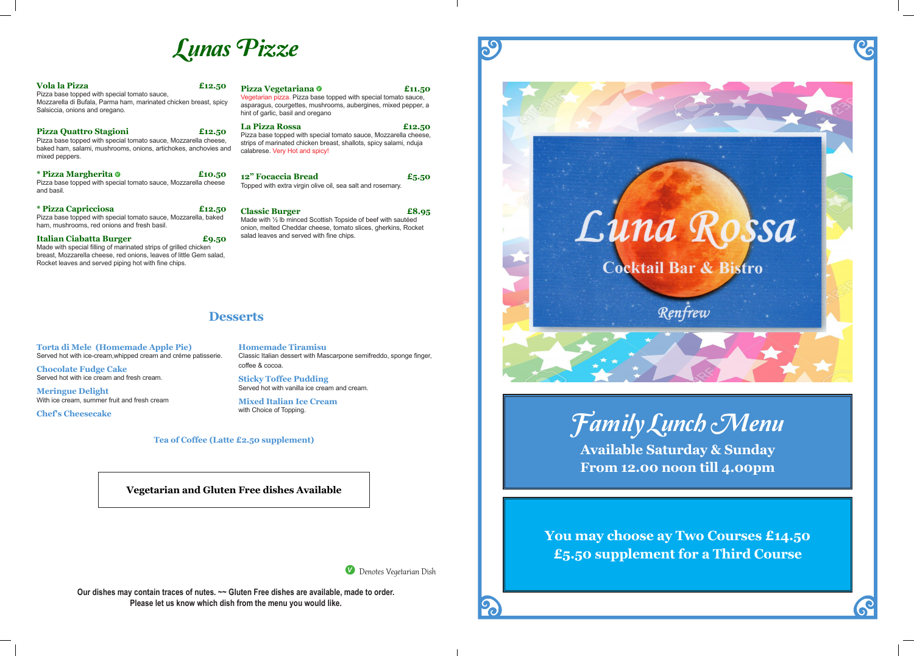# Lunas Pizze

**Vola la Pizza** — £12.50
Pizza base topped with special tomato sauce, Mozzarella di Bufala, Parma ham, marinated chicken breast, spicy Salsiccia, onions and oregano.

**Pizza Quattro Stagioni** — £12.50
Pizza base topped with special tomato sauce, Mozzarella cheese, baked ham, salami, mushrooms, onions, artichokes, anchovies and mixed peppers.

**\* Pizza Margherita** (V) — £10.50
Pizza base topped with special tomato sauce, Mozzarella cheese and basil.

**\* Pizza Capricciosa** — £12.50
Pizza base topped with special tomato sauce, Mozzarella, baked ham, mushrooms, red onions and fresh basil.

**Italian Ciabatta Burger** — £9.50
Made with special filling of marinated strips of grilled chicken breast, Mozzarella cheese, red onions, leaves of little Gem salad, Rocket leaves and served piping hot with fine chips.

**Pizza Vegetariana** (V) — £11.50
Vegetarian pizza. Pizza base topped with special tomato sauce, asparagus, courgettes, mushrooms, aubergines, mixed pepper, a hint of garlic, basil and oregano

**La Pizza Rossa** — £12.50
Pizza base topped with special tomato sauce, Mozzarella cheese, strips of marinated chicken breast, shallots, spicy salami, nduja calabrese. Very Hot and spicy!

**12" Focaccia Bread** — £5.50
Topped with extra virgin olive oil, sea salt and rosemary.

**Classic Burger** — £8.95
Made with ½ lb minced Scottish Topside of beef with sautéed onion, melted Cheddar cheese, tomato slices, gherkins, Rocket salad leaves and served with fine chips.

## Desserts

**Torta di Mele (Homemade Apple Pie)**
Served hot with ice-cream,whipped cream and créme patisserie.

**Chocolate Fudge Cake**
Served hot with ice cream and fresh cream.

**Meringue Delight**
With ice cream, summer fruit and fresh cream

**Chef's Cheesecake**

**Homemade Tiramisu**
Classic Italian dessert with Mascarpone semifreddo, sponge finger, coffee & cocoa.

**Sticky Toffee Pudding**
Served hot with vanilla ice cream and cream.

**Mixed Italian Ice Cream**
with Choice of Topping.

**Tea of Coffee (Latte £2.50 supplement)**

**Vegetarian and Gluten Free dishes Available**

(V) Denotes Vegetarian Dish

**Our dishes may contain traces of nutes. ~~ Gluten Free dishes are available, made to order. Please let us know which dish from the menu you would like.**

# Luna Rossa

## Cocktail Bar & Bistro

Renfrew

# Family Lunch Menu

**Available Saturday & Sunday**
**From 12.00 noon till 4.00pm**

**You may choose ay Two Courses £14.50**
**£5.50 supplement for a Third Course**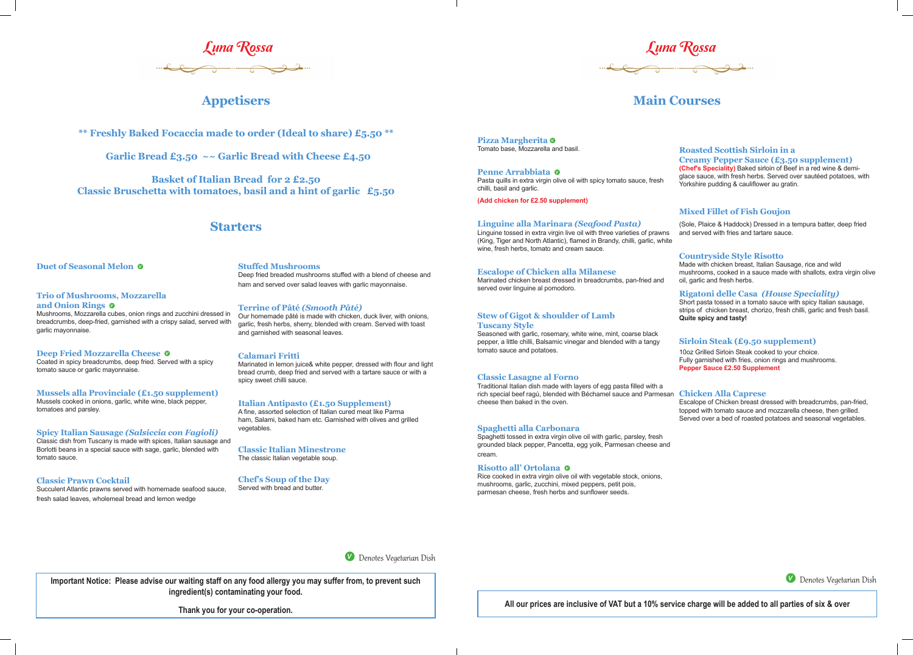# Luna Rossa

## Appetisers

**\*\* Freshly Baked Focaccia made to order (Ideal to share) £5.50 \*\***

**Garlic Bread £3.50 ~~ Garlic Bread with Cheese £4.50**

**Basket of Italian Bread for 2 £2.50**
**Classic Bruschetta with tomatoes, basil and a hint of garlic £5.50**

## Starters

### Duet of Seasonal Melon (V)

### Trio of Mushrooms, Mozzarella and Onion Rings (V)
Mushrooms, Mozzarella cubes, onion rings and zucchini dressed in breadcrumbs, deep-fried, garnished with a crispy salad, served with garlic mayonnaise.

### Deep Fried Mozzarella Cheese (V)
Coated in spicy breadcrumbs, deep fried. Served with a spicy tomato sauce or garlic mayonnaise.

### Mussels alla Provinciale (£1.50 supplement)
Mussels cooked in onions, garlic, white wine, black pepper, tomatoes and parsley.

### Spicy Italian Sausage *(Salsiccia con Fagioli)*
Classic dish from Tuscany is made with spices, Italian sausage and Borlotti beans in a special sauce with sage, garlic, blended with tomato sauce.

### Classic Prawn Cocktail
Succulent Atlantic prawns served with homemade seafood sauce, fresh salad leaves, wholemeal bread and lemon wedge

### Stuffed Mushrooms
Deep fried breaded mushrooms stuffed with a blend of cheese and ham and served over salad leaves with garlic mayonnaise.

### Terrine of Pâté *(Smooth Pâté)*
Our homemade pâté is made with chicken, duck liver, with onions, garlic, fresh herbs, sherry, blended with cream. Served with toast and garnished with seasonal leaves.

### Calamari Fritti
Marinated in lemon juice& white pepper, dressed with flour and light bread crumb, deep fried and served with a tartare sauce or with a spicy sweet chilli sauce.

### Italian Antipasto (£1.50 Supplement)
A fine, assorted selection of Italian cured meat like Parma ham, Salami, baked ham etc. Garnished with olives and grilled vegetables.

### Classic Italian Minestrone
The classic Italian vegetable soup.

### Chef's Soup of the Day
Served with bread and butter.

(V) Denotes Vegetarian Dish

**Important Notice: Please advise our waiting staff on any food allergy you may suffer from, to prevent such ingredient(s) contaminating your food.**

**Thank you for your co-operation.**

# Luna Rossa

## Main Courses

### Pizza Margherita (V)
Tomato base, Mozzarella and basil.

### Penne Arrabbiata (V)
Pasta quills in extra virgin olive oil with spicy tomato sauce, fresh chilli, basil and garlic.

**(Add chicken for £2.50 supplement)**

### Linguine alla Marinara *(Seafood Pasta)*
Linguine tossed in extra virgin live oil with three varieties of prawns (King, Tiger and North Atlantic), flamed in Brandy, chilli, garlic, white wine, fresh herbs, tomato and cream sauce.

### Escalope of Chicken alla Milanese
Marinated chicken breast dressed in breadcrumbs, pan-fried and served over linguine al pomodoro.

### Stew of Gigot & shoulder of Lamb Tuscany Style
Seasoned with garlic, rosemary, white wine, mint, coarse black pepper, a little chilli, Balsamic vinegar and blended with a tangy tomato sauce and potatoes.

### Classic Lasagne al Forno
Traditional Italian dish made with layers of egg pasta filled with a rich special beef ragù, blended with Béchamel sauce and Parmesan cheese then baked in the oven.

### Spaghetti alla Carbonara
Spaghetti tossed in extra virgin olive oil with garlic, parsley, fresh grounded black pepper, Pancetta, egg yolk, Parmesan cheese and cream.

### Risotto all' Ortolana (V)
Rice cooked in extra virgin olive oil with vegetable stock, onions, mushrooms, garlic, zucchini, mixed peppers, petit pois, parmesan cheese, fresh herbs and sunflower seeds.

### Roasted Scottish Sirloin in a Creamy Pepper Sauce (£3.50 supplement)
**(Chef's Speciality)** Baked sirloin of Beef in a red wine & demi-glace sauce, with fresh herbs. Served over sautéed potatoes, with Yorkshire pudding & cauliflower au gratin.

### Mixed Fillet of Fish Goujon
(Sole, Plaice & Haddock) Dressed in a tempura batter, deep fried and served with fries and tartare sauce.

### Countryside Style Risotto
Made with chicken breast, Italian Sausage, rice and wild mushrooms, cooked in a sauce made with shallots, extra virgin olive oil, garlic and fresh herbs.

### Rigatoni delle Casa *(House Speciality)*
Short pasta tossed in a tomato sauce with spicy Italian sausage, strips of chicken breast, chorizo, fresh chilli, garlic and fresh basil. **Quite spicy and tasty!**

### Sirloin Steak (£9.50 supplement)
10oz Grilled Sirloin Steak cooked to your choice.
Fully garnished with fries, onion rings and mushrooms.
**Pepper Sauce £2.50 Supplement**

### Chicken Alla Caprese
Escalope of Chicken breast dressed with breadcrumbs, pan-fried, topped with tomato sauce and mozzarella cheese, then grilled. Served over a bed of roasted potatoes and seasonal vegetables.

(V) Denotes Vegetarian Dish

**All our prices are inclusive of VAT but a 10% service charge will be added to all parties of six & over**